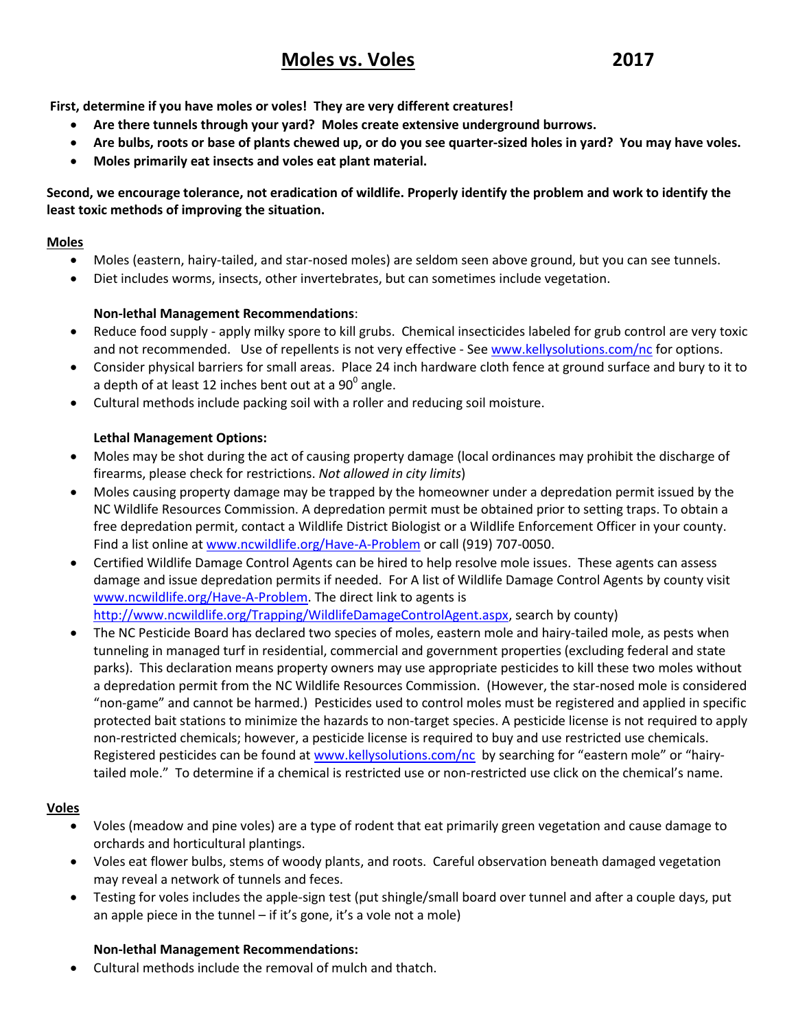# Moles vs. Voles 2017

**First, determine if you have moles or voles! They are very different creatures!**

- **Are there tunnels through your yard? Moles create extensive underground burrows.**
- **Are bulbs, roots or base of plants chewed up, or do you see quarter-sized holes in yard? You may have voles.**
- **Moles primarily eat insects and voles eat plant material.**

**Second, we encourage tolerance, not eradication of wildlife. Properly identify the problem and work to identify the least toxic methods of improving the situation.**

## Moles

- Moles (eastern, hairy-tailed, and star-nosed moles) are seldom seen above ground, but you can see tunnels.
- Diet includes worms, insects, other invertebrates, but can sometimes include vegetation.

**Non-lethal Management Recommendations**:

- Reduce food supply - apply milky spore to kill grubs. Chemical insecticides labeled for grub control are very toxic and not recommended. Use of repellents is not very effective - See www.kellysolutions.com/nc for options.
- Consider physical barriers for small areas. Place 24 inch hardware cloth fence at ground surface and bury to it to a depth of at least 12 inches bent out at a $90^0$ angle.
- Cultural methods include packing soil with a roller and reducing soil moisture.

**Lethal Management Options:**

- Moles may be shot during the act of causing property damage (local ordinances may prohibit the discharge of firearms, please check for restrictions. *Not allowed in city limits*)
- Moles causing property damage may be trapped by the homeowner under a depredation permit issued by the NC Wildlife Resources Commission. A depredation permit must be obtained prior to setting traps. To obtain a free depredation permit, contact a Wildlife District Biologist or a Wildlife Enforcement Officer in your county. Find a list online at www.ncwildlife.org/Have-A-Problem or call (919) 707-0050.
- Certified Wildlife Damage Control Agents can be hired to help resolve mole issues. These agents can assess damage and issue depredation permits if needed. For A list of Wildlife Damage Control Agents by county visit www.ncwildlife.org/Have-A-Problem. The direct link to agents is http://www.ncwildlife.org/Trapping/WildlifeDamageControlAgent.aspx, search by county)
- The NC Pesticide Board has declared two species of moles, eastern mole and hairy-tailed mole, as pests when tunneling in managed turf in residential, commercial and government properties (excluding federal and state parks). This declaration means property owners may use appropriate pesticides to kill these two moles without a depredation permit from the NC Wildlife Resources Commission. (However, the star-nosed mole is considered "non-game" and cannot be harmed.) Pesticides used to control moles must be registered and applied in specific protected bait stations to minimize the hazards to non-target species. A pesticide license is not required to apply non-restricted chemicals; however, a pesticide license is required to buy and use restricted use chemicals. Registered pesticides can be found at www.kellysolutions.com/nc by searching for "eastern mole" or "hairy-tailed mole." To determine if a chemical is restricted use or non-restricted use click on the chemical's name.

## Voles

- Voles (meadow and pine voles) are a type of rodent that eat primarily green vegetation and cause damage to orchards and horticultural plantings.
- Voles eat flower bulbs, stems of woody plants, and roots. Careful observation beneath damaged vegetation may reveal a network of tunnels and feces.
- Testing for voles includes the apple-sign test (put shingle/small board over tunnel and after a couple days, put an apple piece in the tunnel – if it's gone, it's a vole not a mole)

**Non-lethal Management Recommendations:**

- Cultural methods include the removal of mulch and thatch.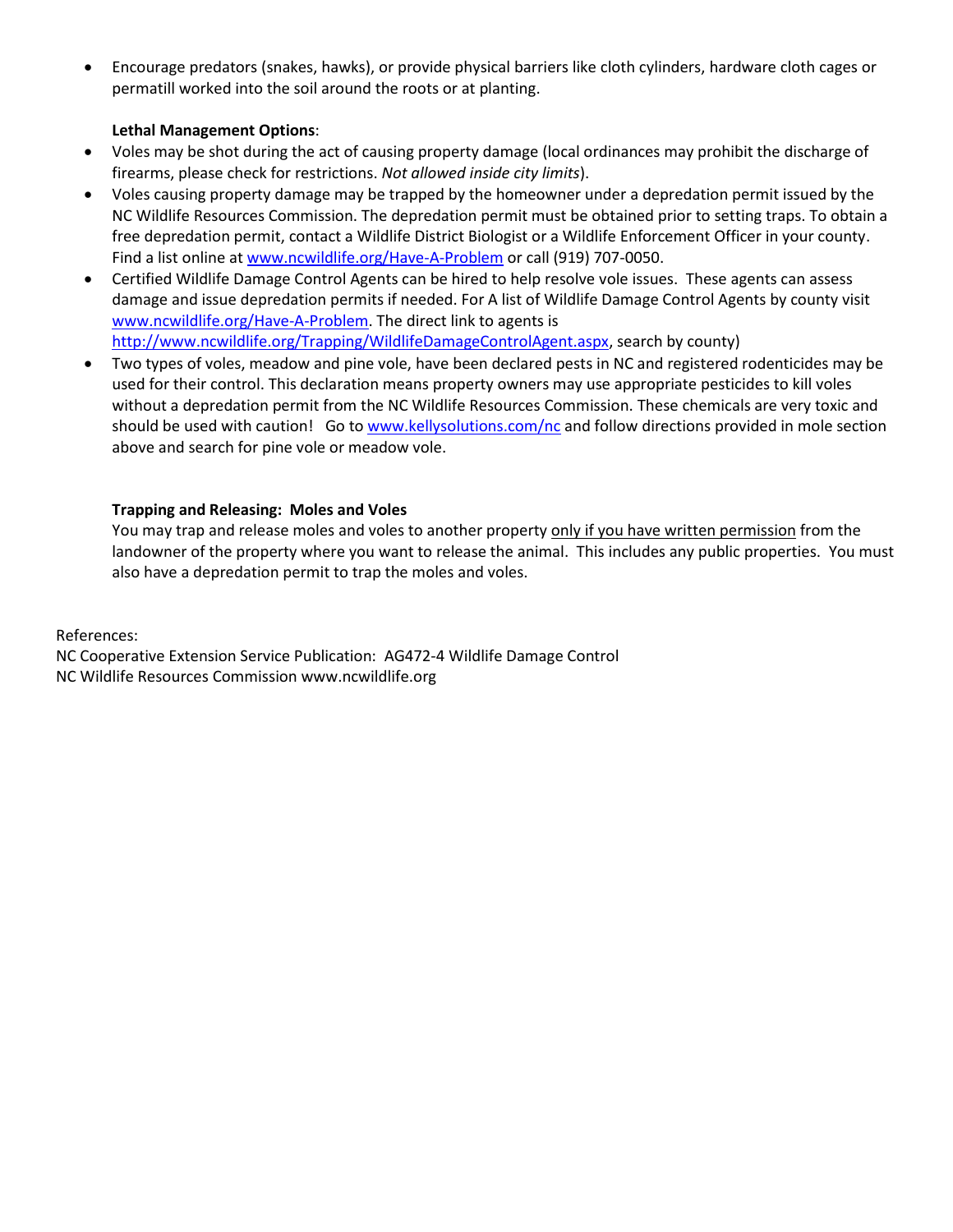- Encourage predators (snakes, hawks), or provide physical barriers like cloth cylinders, hardware cloth cages or permatill worked into the soil around the roots or at planting.

**Lethal Management Options**:

- Voles may be shot during the act of causing property damage (local ordinances may prohibit the discharge of firearms, please check for restrictions. *Not allowed inside city limits*).
- Voles causing property damage may be trapped by the homeowner under a depredation permit issued by the NC Wildlife Resources Commission. The depredation permit must be obtained prior to setting traps. To obtain a free depredation permit, contact a Wildlife District Biologist or a Wildlife Enforcement Officer in your county. Find a list online at www.ncwildlife.org/Have-A-Problem or call (919) 707-0050.
- Certified Wildlife Damage Control Agents can be hired to help resolve vole issues. These agents can assess damage and issue depredation permits if needed. For A list of Wildlife Damage Control Agents by county visit www.ncwildlife.org/Have-A-Problem. The direct link to agents is http://www.ncwildlife.org/Trapping/WildlifeDamageControlAgent.aspx, search by county)
- Two types of voles, meadow and pine vole, have been declared pests in NC and registered rodenticides may be used for their control. This declaration means property owners may use appropriate pesticides to kill voles without a depredation permit from the NC Wildlife Resources Commission. These chemicals are very toxic and should be used with caution! Go to www.kellysolutions.com/nc and follow directions provided in mole section above and search for pine vole or meadow vole.

**Trapping and Releasing: Moles and Voles**

You may trap and release moles and voles to another property only if you have written permission from the landowner of the property where you want to release the animal. This includes any public properties. You must also have a depredation permit to trap the moles and voles.

References:
NC Cooperative Extension Service Publication: AG472-4 Wildlife Damage Control
NC Wildlife Resources Commission www.ncwildlife.org